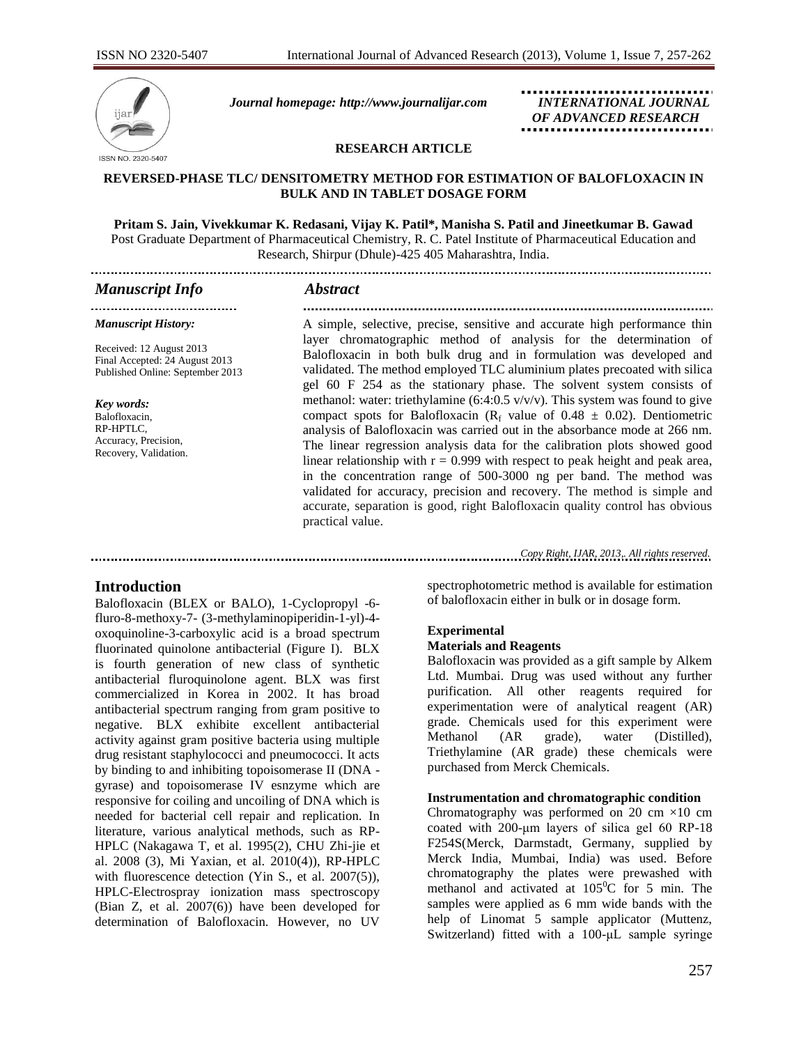*Journal homepage: http://www.journalijar.com*

*INTERNATIONAL JOURNAL OF ADVANCED RESEARCH*

**RESEARCH ARTICLE**

# REVERSED-PHASE TLC/ DENSITOMETRY METHOD FOR ESTIMATION OF BALOFLOXACIN IN BULK AND IN TABLET DOSAGE FORM

**Pritam S. Jain, Vivekkumar K. Redasani, Vijay K. Patil\*, Manisha S. Patil and Jineetkumar B. Gawad**

Post Graduate Department of Pharmaceutical Chemistry, R. C. Patel Institute of Pharmaceutical Education and Research, Shirpur (Dhule)-425 405 Maharashtra, India.

## *Manuscript Info*

*Manuscript History:*

Received: 12 August 2013
Final Accepted: 24 August 2013
Published Online: September 2013

*Key words:*
Balofloxacin,
RP-HPTLC,
Accuracy, Precision,
Recovery, Validation.

## *Abstract*

A simple, selective, precise, sensitive and accurate high performance thin layer chromatographic method of analysis for the determination of Balofloxacin in both bulk drug and in formulation was developed and validated. The method employed TLC aluminium plates precoated with silica gel 60 F 254 as the stationary phase. The solvent system consists of methanol: water: triethylamine (6:4:0.5 v/v/v). This system was found to give compact spots for Balofloxacin ($R_f$ value of $0.48 \pm 0.02$). Dentiometric analysis of Balofloxacin was carried out in the absorbance mode at 266 nm. The linear regression analysis data for the calibration plots showed good linear relationship with $r = 0.999$ with respect to peak height and peak area, in the concentration range of 500-3000 ng per band. The method was validated for accuracy, precision and recovery. The method is simple and accurate, separation is good, right Balofloxacin quality control has obvious practical value.

*Copy Right, IJAR, 2013,. All rights reserved.*

## Introduction

Balofloxacin (BLEX or BALO), 1-Cyclopropyl -6-fluro-8-methoxy-7- (3-methylaminopiperidin-1-yl)-4-oxoquinoline-3-carboxylic acid is a broad spectrum fluorinated quinolone antibacterial (Figure I). BLX is fourth generation of new class of synthetic antibacterial fluroquinolone agent. BLX was first commercialized in Korea in 2002. It has broad antibacterial spectrum ranging from gram positive to negative. BLX exhibite excellent antibacterial activity against gram positive bacteria using multiple drug resistant staphylococci and pneumococci. It acts by binding to and inhibiting topoisomerase II (DNA -gyrase) and topoisomerase IV esnzyme which are responsive for coiling and uncoiling of DNA which is needed for bacterial cell repair and replication. In literature, various analytical methods, such as RP-HPLC (Nakagawa T, et al. 1995(2), CHU Zhi-jie et al. 2008 (3), Mi Yaxian, et al. 2010(4)), RP-HPLC with fluorescence detection (Yin S., et al. 2007(5)), HPLC-Electrospray ionization mass spectroscopy (Bian Z, et al. 2007(6)) have been developed for determination of Balofloxacin. However, no UV spectrophotometric method is available for estimation of balofloxacin either in bulk or in dosage form.

## Experimental

### Materials and Reagents

Balofloxacin was provided as a gift sample by Alkem Ltd. Mumbai. Drug was used without any further purification. All other reagents required for experimentation were of analytical reagent (AR) grade. Chemicals used for this experiment were Methanol (AR grade), water (Distilled), Triethylamine (AR grade) these chemicals were purchased from Merck Chemicals.

### Instrumentation and chromatographic condition

Chromatography was performed on 20 cm ×10 cm coated with 200-μm layers of silica gel 60 RP-18 F254S(Merck, Darmstadt, Germany, supplied by Merck India, Mumbai, India) was used. Before chromatography the plates were prewashed with methanol and activated at $105^0$C for 5 min. The samples were applied as 6 mm wide bands with the help of Linomat 5 sample applicator (Muttenz, Switzerland) fitted with a 100-μL sample syringe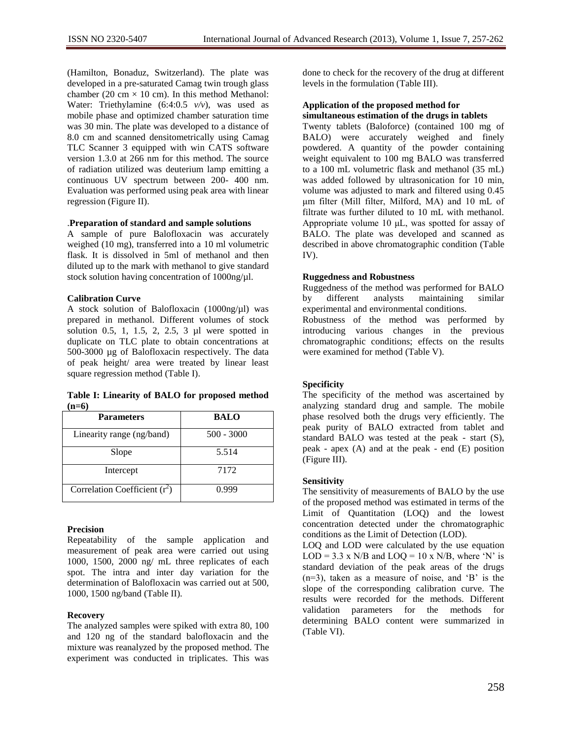(Hamilton, Bonaduz, Switzerland). The plate was developed in a pre-saturated Camag twin trough glass chamber (20 cm × 10 cm). In this method Methanol: Water: Triethylamine (6:4:0.5 *v/v*), was used as mobile phase and optimized chamber saturation time was 30 min. The plate was developed to a distance of 8.0 cm and scanned densitometrically using Camag TLC Scanner 3 equipped with win CATS software version 1.3.0 at 266 nm for this method. The source of radiation utilized was deuterium lamp emitting a continuous UV spectrum between 200- 400 nm. Evaluation was performed using peak area with linear regression (Figure II).

### .Preparation of standard and sample solutions

A sample of pure Balofloxacin was accurately weighed (10 mg), transferred into a 10 ml volumetric flask. It is dissolved in 5ml of methanol and then diluted up to the mark with methanol to give standard stock solution having concentration of 1000ng/µl.

### Calibration Curve

A stock solution of Balofloxacin (1000ng/µl) was prepared in methanol. Different volumes of stock solution 0.5, 1, 1.5, 2, 2.5, 3 µl were spotted in duplicate on TLC plate to obtain concentrations at 500-3000 µg of Balofloxacin respectively. The data of peak height/ area were treated by linear least square regression method (Table I).

**Table I: Linearity of BALO for proposed method (n=6)**

| Parameters | BALO |
|---|---|
| Linearity range (ng/band) | 500 - 3000 |
| Slope | 5.514 |
| Intercept | 7172 |
| Correlation Coefficient ($r^2$) | 0.999 |

### Precision

Repeatability of the sample application and measurement of peak area were carried out using 1000, 1500, 2000 ng/ mL three replicates of each spot. The intra and inter day variation for the determination of Balofloxacin was carried out at 500, 1000, 1500 ng/band (Table II).

### Recovery

The analyzed samples were spiked with extra 80, 100 and 120 ng of the standard balofloxacin and the mixture was reanalyzed by the proposed method. The experiment was conducted in triplicates. This was done to check for the recovery of the drug at different levels in the formulation (Table III).

### Application of the proposed method for simultaneous estimation of the drugs in tablets

Twenty tablets (Baloforce) (contained 100 mg of BALO) were accurately weighed and finely powdered. A quantity of the powder containing weight equivalent to 100 mg BALO was transferred to a 100 mL volumetric flask and methanol (35 mL) was added followed by ultrasonication for 10 min, volume was adjusted to mark and filtered using 0.45 µm filter (Mill filter, Milford, MA) and 10 mL of filtrate was further diluted to 10 mL with methanol. Appropriate volume 10 µL, was spotted for assay of BALO. The plate was developed and scanned as described in above chromatographic condition (Table IV).

### Ruggedness and Robustness

Ruggedness of the method was performed for BALO by different analysts maintaining similar experimental and environmental conditions.

Robustness of the method was performed by introducing various changes in the previous chromatographic conditions; effects on the results were examined for method (Table V).

### Specificity

The specificity of the method was ascertained by analyzing standard drug and sample. The mobile phase resolved both the drugs very efficiently. The peak purity of BALO extracted from tablet and standard BALO was tested at the peak - start (S), peak - apex (A) and at the peak - end (E) position (Figure III).

### Sensitivity

The sensitivity of measurements of BALO by the use of the proposed method was estimated in terms of the Limit of Quantitation (LOQ) and the lowest concentration detected under the chromatographic conditions as the Limit of Detection (LOD).

LOQ and LOD were calculated by the use equation $LOD = 3.3 \times N/B$ and $LOQ = 10 \times N/B$, where 'N' is standard deviation of the peak areas of the drugs (n=3), taken as a measure of noise, and 'B' is the slope of the corresponding calibration curve. The results were recorded for the methods. Different validation parameters for the methods for determining BALO content were summarized in (Table VI).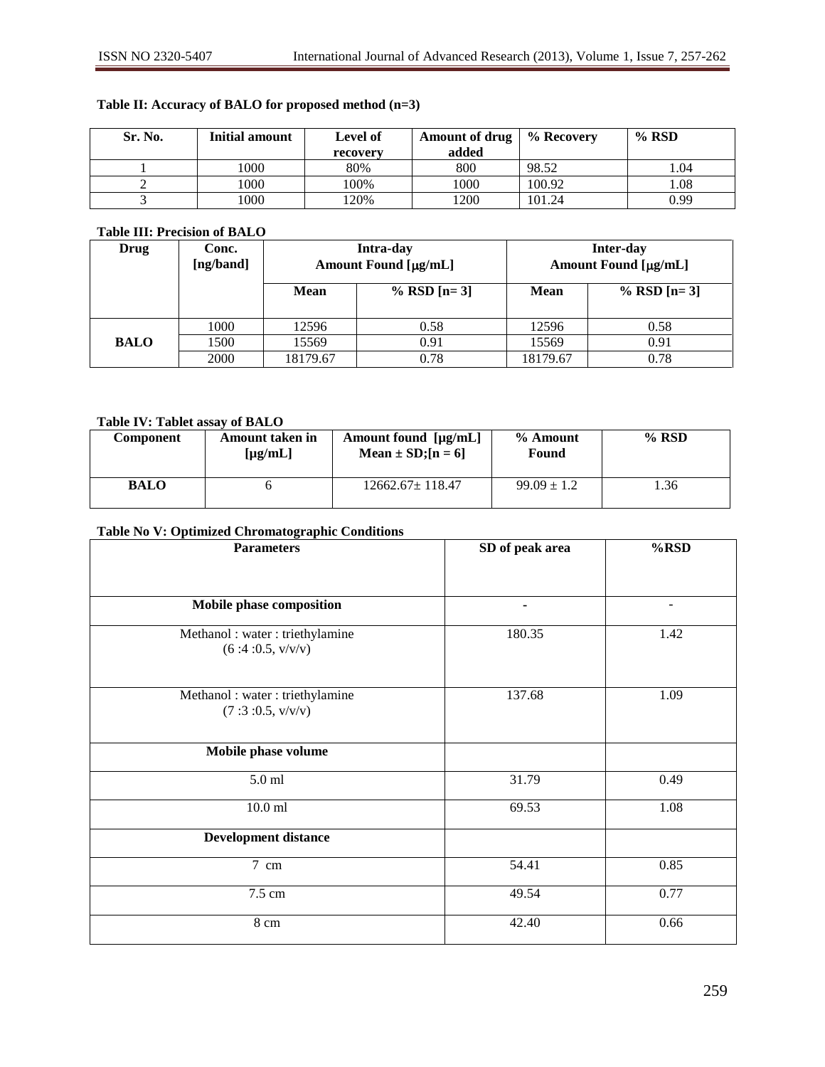**Table II: Accuracy of BALO for proposed method (n=3)**

| Sr. No. | Initial amount | Level of recovery | Amount of drug added | % Recovery | % RSD |
|---|---|---|---|---|---|
| 1 | 1000 | 80% | 800 | 98.52 | 1.04 |
| 2 | 1000 | 100% | 1000 | 100.92 | 1.08 |
| 3 | 1000 | 120% | 1200 | 101.24 | 0.99 |

**Table III: Precision of BALO**

| Drug | Conc. [ng/band] | Intra-day Amount Found [μg/mL] | | Inter-day Amount Found [μg/mL] | |
|---|---|---|---|---|---|
| | | Mean | % RSD [n= 3] | Mean | % RSD [n= 3] |
| BALO | 1000 | 12596 | 0.58 | 12596 | 0.58 |
| | 1500 | 15569 | 0.91 | 15569 | 0.91 |
| | 2000 | 18179.67 | 0.78 | 18179.67 | 0.78 |

**Table IV: Tablet assay of BALO**

| Component | Amount taken in [μg/mL] | Amount found [μg/mL] Mean ± SD;[n = 6] | % Amount Found | % RSD |
|---|---|---|---|---|
| BALO | 6 | 12662.67± 118.47 | 99.09 ± 1.2 | 1.36 |

**Table No V: Optimized Chromatographic Conditions**

| Parameters | SD of peak area | %RSD |
|---|---|---|
| **Mobile phase composition** | - | - |
| Methanol : water : triethylamine (6 :4 :0.5, v/v/v) | 180.35 | 1.42 |
| Methanol : water : triethylamine (7 :3 :0.5, v/v/v) | 137.68 | 1.09 |
| **Mobile phase volume** | | |
| 5.0 ml | 31.79 | 0.49 |
| 10.0 ml | 69.53 | 1.08 |
| **Development distance** | | |
| 7 cm | 54.41 | 0.85 |
| 7.5 cm | 49.54 | 0.77 |
| 8 cm | 42.40 | 0.66 |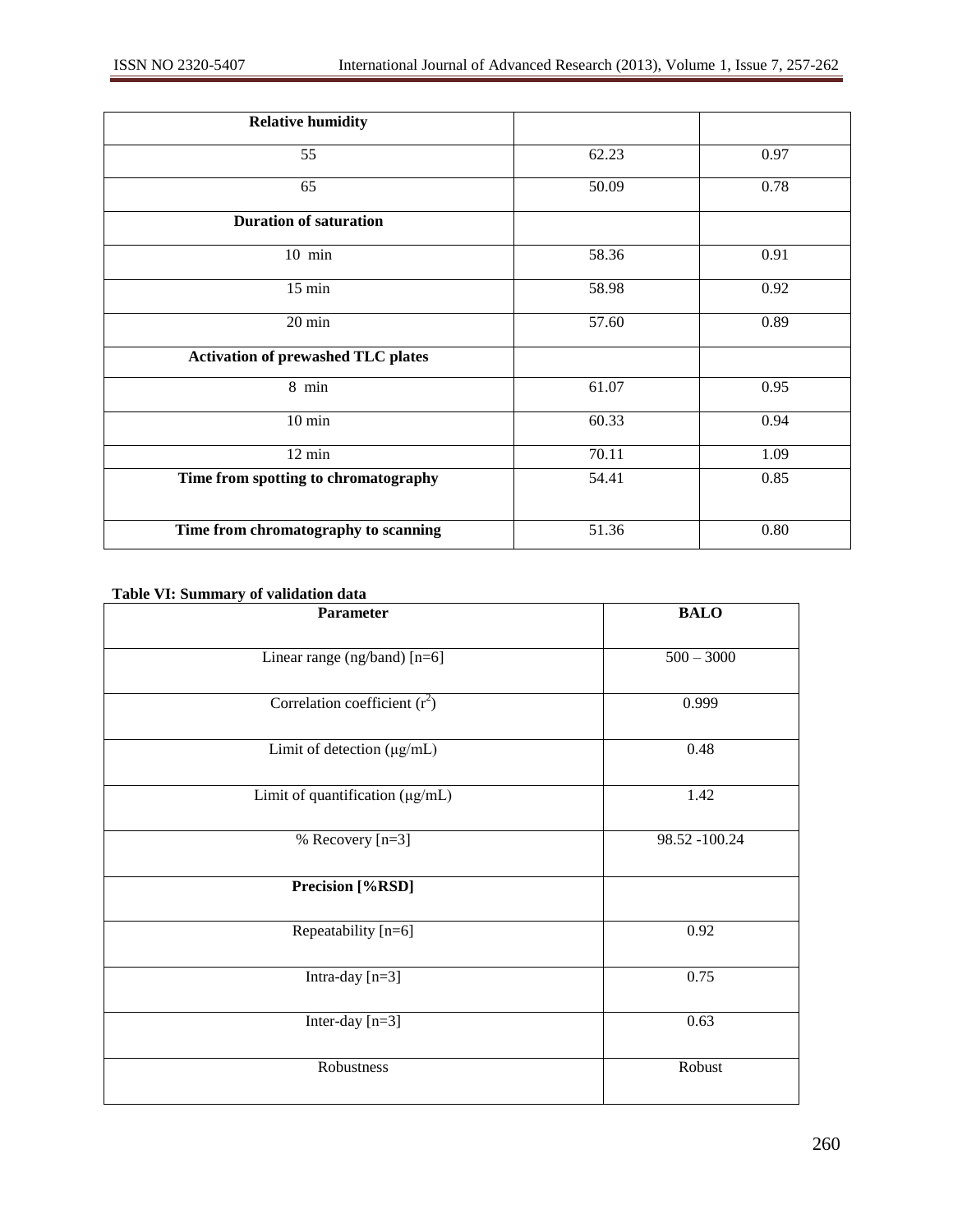| Relative humidity | | |
|---|---|---|
| 55 | 62.23 | 0.97 |
| 65 | 50.09 | 0.78 |
| **Duration of saturation** | | |
| 10 min | 58.36 | 0.91 |
| 15 min | 58.98 | 0.92 |
| 20 min | 57.60 | 0.89 |
| **Activation of prewashed TLC plates** | | |
| 8 min | 61.07 | 0.95 |
| 10 min | 60.33 | 0.94 |
| 12 min | 70.11 | 1.09 |
| **Time from spotting to chromatography** | 54.41 | 0.85 |
| **Time from chromatography to scanning** | 51.36 | 0.80 |

**Table VI: Summary of validation data**

| Parameter | BALO |
|---|---|
| Linear range (ng/band) [n=6] | 500 – 3000 |
| Correlation coefficient ($r^2$) | 0.999 |
| Limit of detection (µg/mL) | 0.48 |
| Limit of quantification (µg/mL) | 1.42 |
| % Recovery [n=3] | 98.52 -100.24 |
| **Precision [%RSD]** | |
| Repeatability [n=6] | 0.92 |
| Intra-day [n=3] | 0.75 |
| Inter-day [n=3] | 0.63 |
| Robustness | Robust |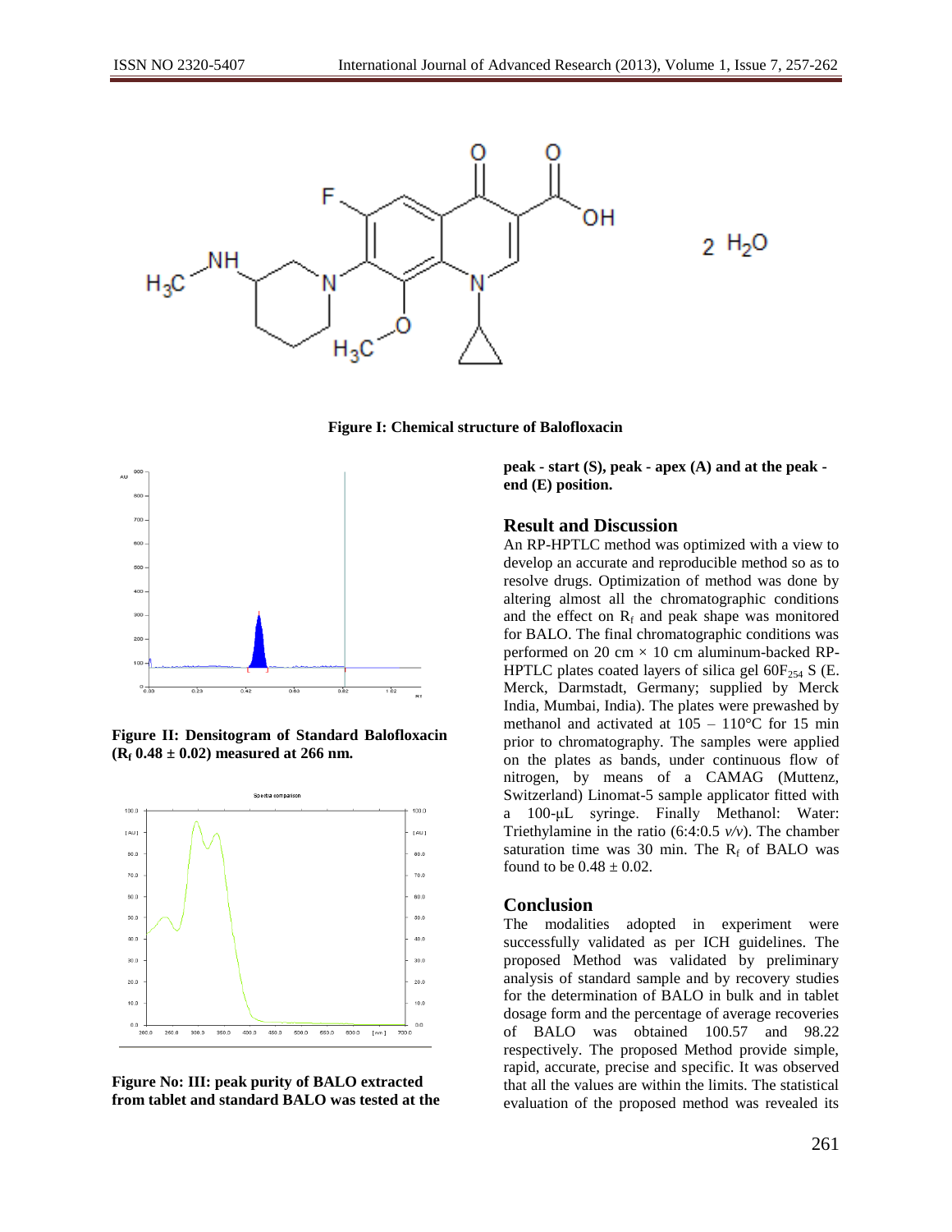2 $H_2O$

**Figure I: Chemical structure of Balofloxacin**

AU

900
800
700
600
500
400
300
200
100
0

0.03 0.23 0.42 0.63 0.82 1.02

Rf

**Figure II: Densitogram of Standard Balofloxacin ($R_f$ 0.48 ± 0.02) measured at 266 nm.**

Spectra comparison

100.0
[AU]
80.0
70.0
60.0
50.0
40.0
30.0
20.0
10.0
0.0

200.0 250.0 300.0 350.0 400.0 450.0 500.0 550.0 600.0 [nm] 700.0

**Figure No: III: peak purity of BALO extracted from tablet and standard BALO was tested at the peak - start (S), peak - apex (A) and at the peak - end (E) position.**

## Result and Discussion

An RP-HPTLC method was optimized with a view to develop an accurate and reproducible method so as to resolve drugs. Optimization of method was done by altering almost all the chromatographic conditions and the effect on $R_f$ and peak shape was monitored for BALO. The final chromatographic conditions was performed on 20 cm × 10 cm aluminum-backed RP-HPTLC plates coated layers of silica gel $60F_{254}$ S (E. Merck, Darmstadt, Germany; supplied by Merck India, Mumbai, India). The plates were prewashed by methanol and activated at 105 – 110°C for 15 min prior to chromatography. The samples were applied on the plates as bands, under continuous flow of nitrogen, by means of a CAMAG (Muttenz, Switzerland) Linomat-5 sample applicator fitted with a 100-μL syringe. Finally Methanol: Water: Triethylamine in the ratio (6:4:0.5 *v/v*). The chamber saturation time was 30 min. The $R_f$ of BALO was found to be 0.48 ± 0.02.

## Conclusion

The modalities adopted in experiment were successfully validated as per ICH guidelines. The proposed Method was validated by preliminary analysis of standard sample and by recovery studies for the determination of BALO in bulk and in tablet dosage form and the percentage of average recoveries of BALO was obtained 100.57 and 98.22 respectively. The proposed Method provide simple, rapid, accurate, precise and specific. It was observed that all the values are within the limits. The statistical evaluation of the proposed method was revealed its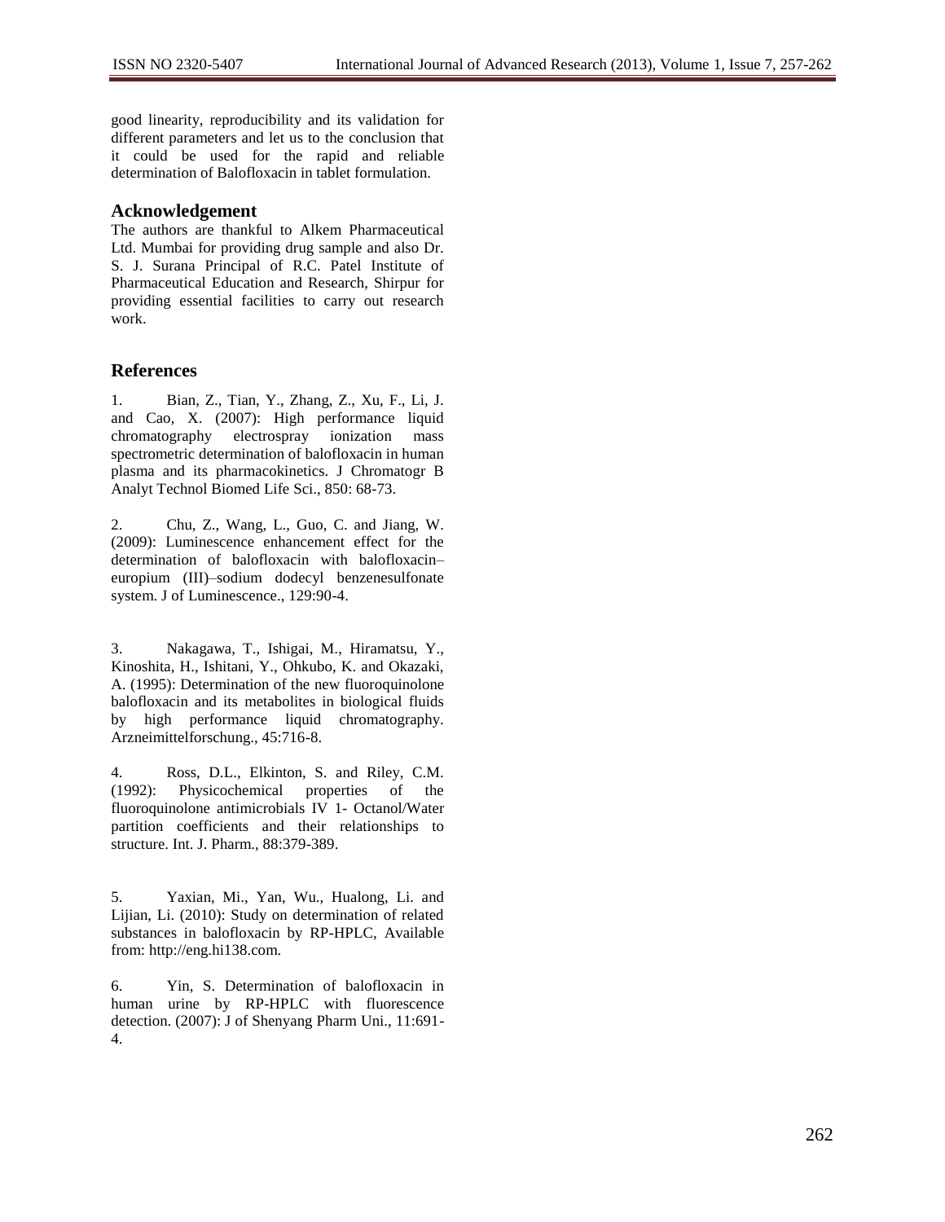good linearity, reproducibility and its validation for different parameters and let us to the conclusion that it could be used for the rapid and reliable determination of Balofloxacin in tablet formulation.

## Acknowledgement

The authors are thankful to Alkem Pharmaceutical Ltd. Mumbai for providing drug sample and also Dr. S. J. Surana Principal of R.C. Patel Institute of Pharmaceutical Education and Research, Shirpur for providing essential facilities to carry out research work.

## References

1. Bian, Z., Tian, Y., Zhang, Z., Xu, F., Li, J. and Cao, X. (2007): High performance liquid chromatography electrospray ionization mass spectrometric determination of balofloxacin in human plasma and its pharmacokinetics. J Chromatogr B Analyt Technol Biomed Life Sci., 850: 68-73.

2. Chu, Z., Wang, L., Guo, C. and Jiang, W. (2009): Luminescence enhancement effect for the determination of balofloxacin with balofloxacin–europium (III)–sodium dodecyl benzenesulfonate system. J of Luminescence., 129:90-4.

3. Nakagawa, T., Ishigai, M., Hiramatsu, Y., Kinoshita, H., Ishitani, Y., Ohkubo, K. and Okazaki, A. (1995): Determination of the new fluoroquinolone balofloxacin and its metabolites in biological fluids by high performance liquid chromatography. Arzneimittelforschung., 45:716-8.

4. Ross, D.L., Elkinton, S. and Riley, C.M. (1992): Physicochemical properties of the fluoroquinolone antimicrobials IV 1- Octanol/Water partition coefficients and their relationships to structure. Int. J. Pharm., 88:379-389.

5. Yaxian, Mi., Yan, Wu., Hualong, Li. and Lijian, Li. (2010): Study on determination of related substances in balofloxacin by RP-HPLC, Available from: http://eng.hi138.com.

6. Yin, S. Determination of balofloxacin in human urine by RP-HPLC with fluorescence detection. (2007): J of Shenyang Pharm Uni., 11:691-4.